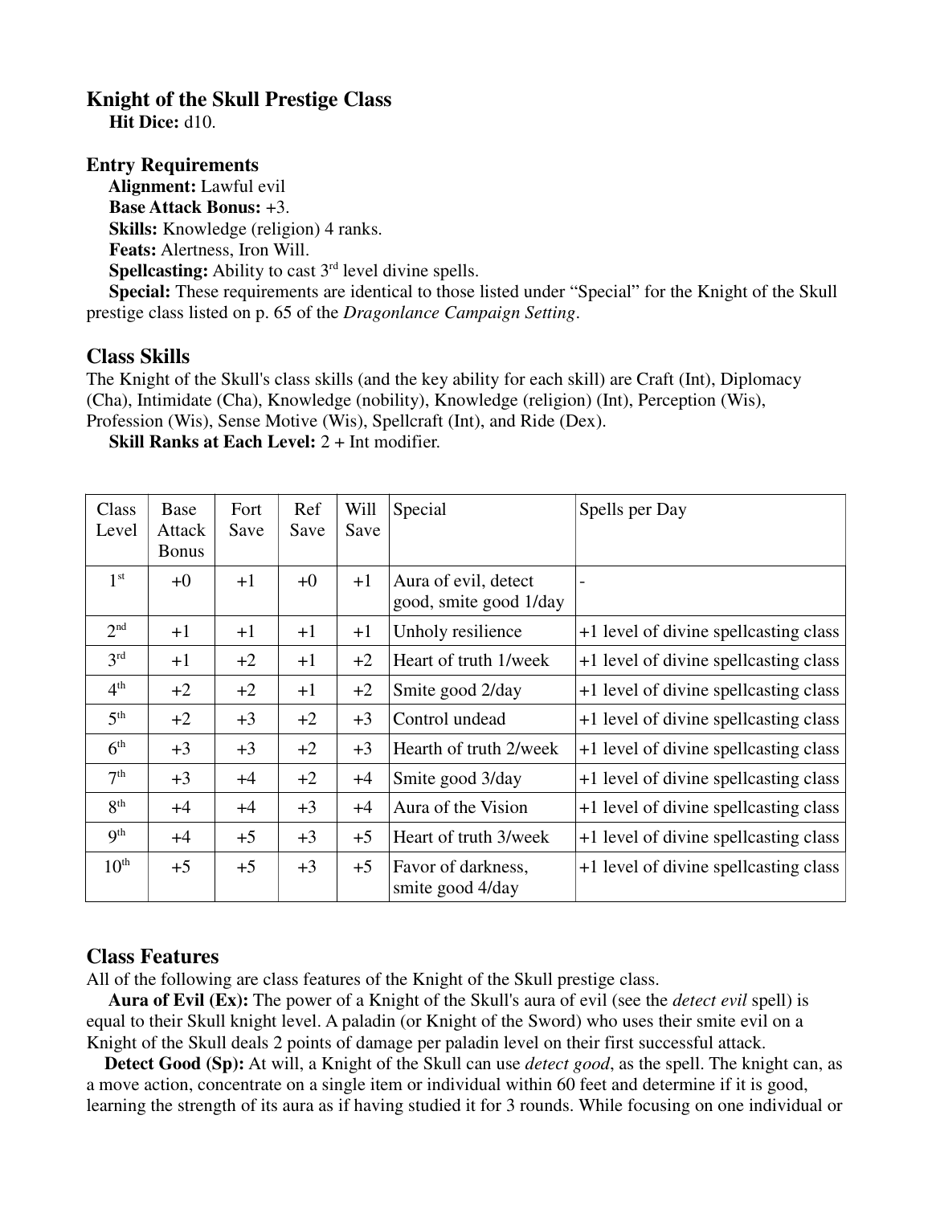## Knight of the Skull Prestige Class

**Hit Dice:** d10.

### Entry Requirements

**Alignment:** Lawful evil

**Base Attack Bonus:** +3.

**Skills:** Knowledge (religion) 4 ranks.

**Feats:** Alertness, Iron Will.

**Spellcasting:** Ability to cast 3rd level divine spells.

**Special:** These requirements are identical to those listed under "Special" for the Knight of the Skull prestige class listed on p. 65 of the *Dragonlance Campaign Setting*.

### Class Skills

The Knight of the Skull's class skills (and the key ability for each skill) are Craft (Int), Diplomacy (Cha), Intimidate (Cha), Knowledge (nobility), Knowledge (religion) (Int), Perception (Wis), Profession (Wis), Sense Motive (Wis), Spellcraft (Int), and Ride (Dex).

**Skill Ranks at Each Level:** 2 + Int modifier.

| Class Level | Base Attack Bonus | Fort Save | Ref Save | Will Save | Special | Spells per Day |
|---|---|---|---|---|---|---|
| 1st | +0 | +1 | +0 | +1 | Aura of evil, detect good, smite good 1/day | - |
| 2nd | +1 | +1 | +1 | +1 | Unholy resilience | +1 level of divine spellcasting class |
| 3rd | +1 | +2 | +1 | +2 | Heart of truth 1/week | +1 level of divine spellcasting class |
| 4th | +2 | +2 | +1 | +2 | Smite good 2/day | +1 level of divine spellcasting class |
| 5th | +2 | +3 | +2 | +3 | Control undead | +1 level of divine spellcasting class |
| 6th | +3 | +3 | +2 | +3 | Hearth of truth 2/week | +1 level of divine spellcasting class |
| 7th | +3 | +4 | +2 | +4 | Smite good 3/day | +1 level of divine spellcasting class |
| 8th | +4 | +4 | +3 | +4 | Aura of the Vision | +1 level of divine spellcasting class |
| 9th | +4 | +5 | +3 | +5 | Heart of truth 3/week | +1 level of divine spellcasting class |
| 10th | +5 | +5 | +3 | +5 | Favor of darkness, smite good 4/day | +1 level of divine spellcasting class |

### Class Features

All of the following are class features of the Knight of the Skull prestige class.

**Aura of Evil (Ex):** The power of a Knight of the Skull's aura of evil (see the *detect evil* spell) is equal to their Skull knight level. A paladin (or Knight of the Sword) who uses their smite evil on a Knight of the Skull deals 2 points of damage per paladin level on their first successful attack.

**Detect Good (Sp):** At will, a Knight of the Skull can use *detect good*, as the spell. The knight can, as a move action, concentrate on a single item or individual within 60 feet and determine if it is good, learning the strength of its aura as if having studied it for 3 rounds. While focusing on one individual or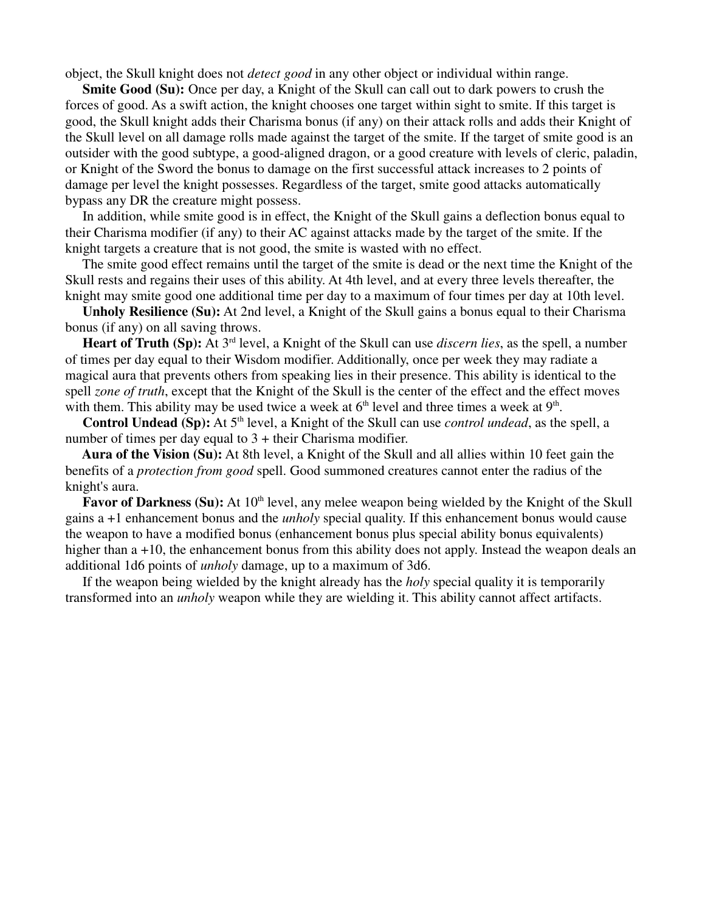object, the Skull knight does not *detect good* in any other object or individual within range.

**Smite Good (Su):** Once per day, a Knight of the Skull can call out to dark powers to crush the forces of good. As a swift action, the knight chooses one target within sight to smite. If this target is good, the Skull knight adds their Charisma bonus (if any) on their attack rolls and adds their Knight of the Skull level on all damage rolls made against the target of the smite. If the target of smite good is an outsider with the good subtype, a good-aligned dragon, or a good creature with levels of cleric, paladin, or Knight of the Sword the bonus to damage on the first successful attack increases to 2 points of damage per level the knight possesses. Regardless of the target, smite good attacks automatically bypass any DR the creature might possess.

In addition, while smite good is in effect, the Knight of the Skull gains a deflection bonus equal to their Charisma modifier (if any) to their AC against attacks made by the target of the smite. If the knight targets a creature that is not good, the smite is wasted with no effect.

The smite good effect remains until the target of the smite is dead or the next time the Knight of the Skull rests and regains their uses of this ability. At 4th level, and at every three levels thereafter, the knight may smite good one additional time per day to a maximum of four times per day at 10th level.

**Unholy Resilience (Su):** At 2nd level, a Knight of the Skull gains a bonus equal to their Charisma bonus (if any) on all saving throws.

**Heart of Truth (Sp):** At 3rd level, a Knight of the Skull can use *discern lies*, as the spell, a number of times per day equal to their Wisdom modifier. Additionally, once per week they may radiate a magical aura that prevents others from speaking lies in their presence. This ability is identical to the spell *zone of truth*, except that the Knight of the Skull is the center of the effect and the effect moves with them. This ability may be used twice a week at 6th level and three times a week at 9th.

**Control Undead (Sp):** At 5th level, a Knight of the Skull can use *control undead*, as the spell, a number of times per day equal to 3 + their Charisma modifier.

**Aura of the Vision (Su):** At 8th level, a Knight of the Skull and all allies within 10 feet gain the benefits of a *protection from good* spell. Good summoned creatures cannot enter the radius of the knight's aura.

**Favor of Darkness (Su):** At 10th level, any melee weapon being wielded by the Knight of the Skull gains a +1 enhancement bonus and the *unholy* special quality. If this enhancement bonus would cause the weapon to have a modified bonus (enhancement bonus plus special ability bonus equivalents) higher than a +10, the enhancement bonus from this ability does not apply. Instead the weapon deals an additional 1d6 points of *unholy* damage, up to a maximum of 3d6.

If the weapon being wielded by the knight already has the *holy* special quality it is temporarily transformed into an *unholy* weapon while they are wielding it. This ability cannot affect artifacts.